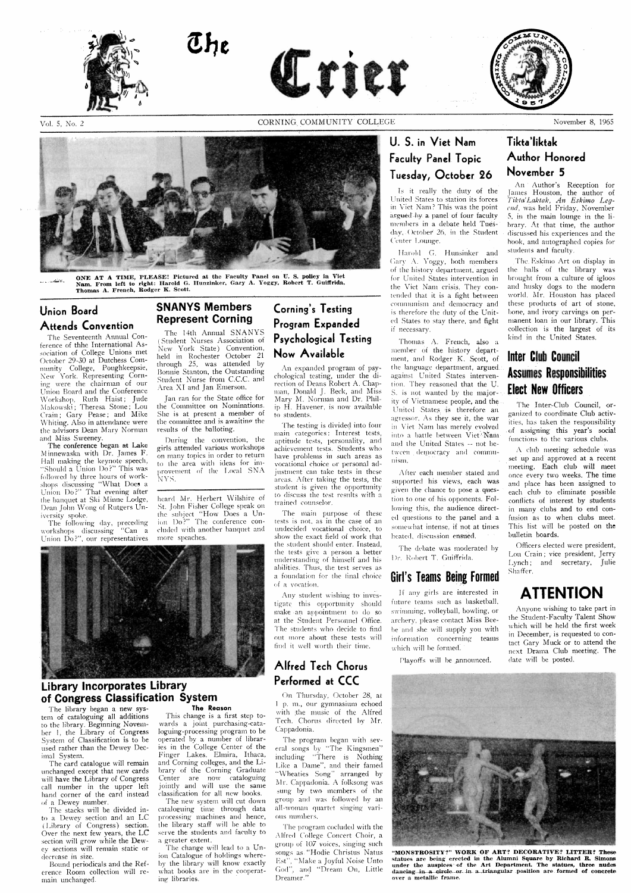# The Crier

Vol. 5, No. 2 — CORNING COMMUNITY COLLEGE — November 8, 1965

**ONE AT A TIME, PLEASE!** Pictured at the Faculty Panel on U. S. policy in Viet Nam. From left to right: Harold G. Hunzinker, Gary A. Yoggy, Robert T. Guiffrida, Thomas A. French, Rodger K. Scott.

## Union Board Attends Convention

The Seventeenth Annual Conference of thhe International Association of College Unions met October 29-30 at Dutchess Community College, Poughkeepsie, New York. Representing Corning were the chairman of our Union Board and the Conference Workshop, Ruth Haist; Jude Makowski; Theresa Stone; Lou Crain; Gary Pease; and Mike Whiting. Also in attendance were the advisors Dean Mary Norman and Miss Sweeney.

The conference began at Lake Minnewaska with Dr. James F. Hall making the keynote speech, "Should a Union Do?" This was followed by three hours of workshops discussing "What Does a Union Do?" That evening after the banquet at Ski Minne Lodge, Dean John Wong of Rutgers University spoke.

The following day, preceding workshops discussing "Can a Union Do?", our representatives heard Mr. Herbert Wilshire of St. John Fisher College speak on the subject "How Does a Union Do?" The conference concluded with another banquet and more speeches.

## SNANYS Members Represent Corning

The 14th Annual SNANYS (Student Nurses Association of New York State) Convention, held in Rochester October 21 through 25, was attended by Bonnie Stanton, the Outstanding Student Nurse from C.C.C. and Area XI and Jan Emerson.

Jan ran for the State office for the Committee on Nominations. She is at present a member of the committee and is awaiting the results of the balloting.

During the convention, the girls attended various workshops on many topics in order to return to the area with ideas for improvement of the Local SNA NYS.

## Corning's Testing Program Expanded Psychological Testing Now Available

An expanded program of psychological testing, under the direction of Deans Robert A. Chapman, Donald J. Beck, and Miss Mary M. Norman and Dr. Philip H. Havener, is now available to students.

The testing is divided into four main categories: Interest tests, aptitude tests, personality, and achievement tests. Students who have problems in such areas as vocational choice or personal adjustment can take tests in these areas. After taking the tests, the student is given the opportunity to discuss the test results with a trained counselor.

The main purpose of these tests is not, as in the case of an undecided vocational choice, to show the exact field of work that the student should enter. Instead, the tests give a person a better understanding of himself and his abilities. Thus, the test serves as a foundation for the final choice of a vocation.

Any student wishing to investigate this opportunity should make an appointment to do so at the Student Personnel Office. The students who decide to find out more about these tests will find it well worth their time.

## Alfred Tech Chorus Performed at CCC

On Thursday, October 28, at 1 p. m., our gymnasium echoed with the music of the Alfred Tech. Chorus directed by Mr. Cappadonia.

The program began with several songs by "The Kingsmen" including "There is Nothing Like a Dame", and their famed "Wheaties Song" arranged by Mr. Cappadonia. A folksong was sung by two members of the group and was followed by an all-woman quartet singing various numbers.

The program cocluded with the Alfred College Concert Choir, a group of 107 voices, singing such songs as "Hodie Christus Natus Est", "Make a Joyful Noise Unto God", and "Dream On, Little Dreamer."

## U. S. in Viet Nam Faculty Panel Topic Tuesday, October 26

Is it really the duty of the United States to station its forces in Viet Nam? This was the point argued by a panel of four faculty members in a debate held Tuesday, October 26, in the Student Center Lounge.

Harold G. Hunsinker and Gary A. Yoggy, both members of the history department, argued for United States intervention in the Viet Nam crisis. They contended that it is a fight between communism and democracy and is therefore the duty of the United States to stay there, and fight if necessary.

Thomas A. French, also a member of the history department, and Rodger K. Scott, of the language department, argued against United States intervention. They reasoned that the U. S. is not wanted by the majority of Vietnamese people, and the United States is therefore an agressor. As they see it, the war in Viet Nam has merely evolved into a battle between Viet Nam and the United States -- not between democracy and communism.

After each member stated and supported his views, each was given the chance to pose a question to one of his opponents. Following this, the audience directed questions to the panel and a somewhat intense, if not at times heated, discussion ensued.

The debate was moderated by Dr. Robert T. Guiffrida.

## Girl's Teams Being Formed

If any girls are interested in future teams such as basketball, swimming, volleyball, bowling, or archery, please contact Miss Beebe and she will supply you with information concerning teams which will be formed.

Playoffs will be announced.

## Tikta'liktak Author Honored November 5

An Author's Reception for James Houston, the author of *Tikta'Laktak, An Eskimo Legend*, was held Friday, November 5, in the main lounge in the library. At that time, the author discussed his experiences and the book, and autographed copies for students and faculty.

The Eskimo Art on display in the halls of the library was brought from a culture of igloos and husky dogs to the modern world. Mr. Houston has placed these products of art of stone, bone, and ivory carvings on permanent loan in our library. This collection is the largest of its kind in the United States.

## Inter Club Council Assumes Responsibilities Elect New Officers

The Inter-Club Council, organized to coordinate Club activities, has taken the responsibility of assigning this year's social functions to the various clubs.

A club meeting schedule was set up and approved at a recent meeting. Each club will meet once every two weeks. The time and place has been assigned to each club to eliminate possible conflicts of interest by students in many clubs and to end confusion as to when clubs meet. This list will be posted on the bulletin boards.

Officers elected were president, Lou Crain; vice president, Jerry Lynch; and secretary, Julie Shaffer.

## ATTENTION

Anyone wishing to take part in the Student-Faculty Talent Show which will be held the first week in December, is requested to contact Gary Muck or to attend the next Drama Club meeting. The date will be posted.

## Library Incorporates Library of Congress Classification System

The library began a new system of cataloguing all additions to the library. Beginning November 1, the Library of Congress System of Classification is to be used rather than the Dewey Decimal System.

The card catalogue will remain unchanged except that new cards will have the Library of Congress call number in the upper left hand corner of the card instead of a Dewey number.

The stacks will be divided into a Dewey section and an LC (Library of Congress) section. Over the next few years, the LC section will grow while the Dewey sections will remain static or decrease in size.

Bound periodicals and the Reference Room collection will remain unchanged.

### The Reason

This change is a first step towards a joint purchasing-cataloguing-processing program to be operated by a number of libraries in the College Center of the Finger Lakes. Elmira, Ithaca, and Corning colleges, and the Library of the Corning Graduate Center are now cataloguing jointly and will use the same classification for all new books.

The new system will cut down cataloguing time through data processing machines and hence, the library staff will be able to serve the students and faculty to a greater extent.

The change will lead to a Union Catalogue of holdings whereby the library will know exactly what books are in the cooperating libraries.

**"MONSTROSITY?" WORK OF ART? DECORATIVE? LITTER?** These statues are being erected in the Alumni Square by Richard R. Simons under the auspices of the Art Department. The statues, three nudes dancing in a circle or in a triangular position are formed of concrete over a metallic frame.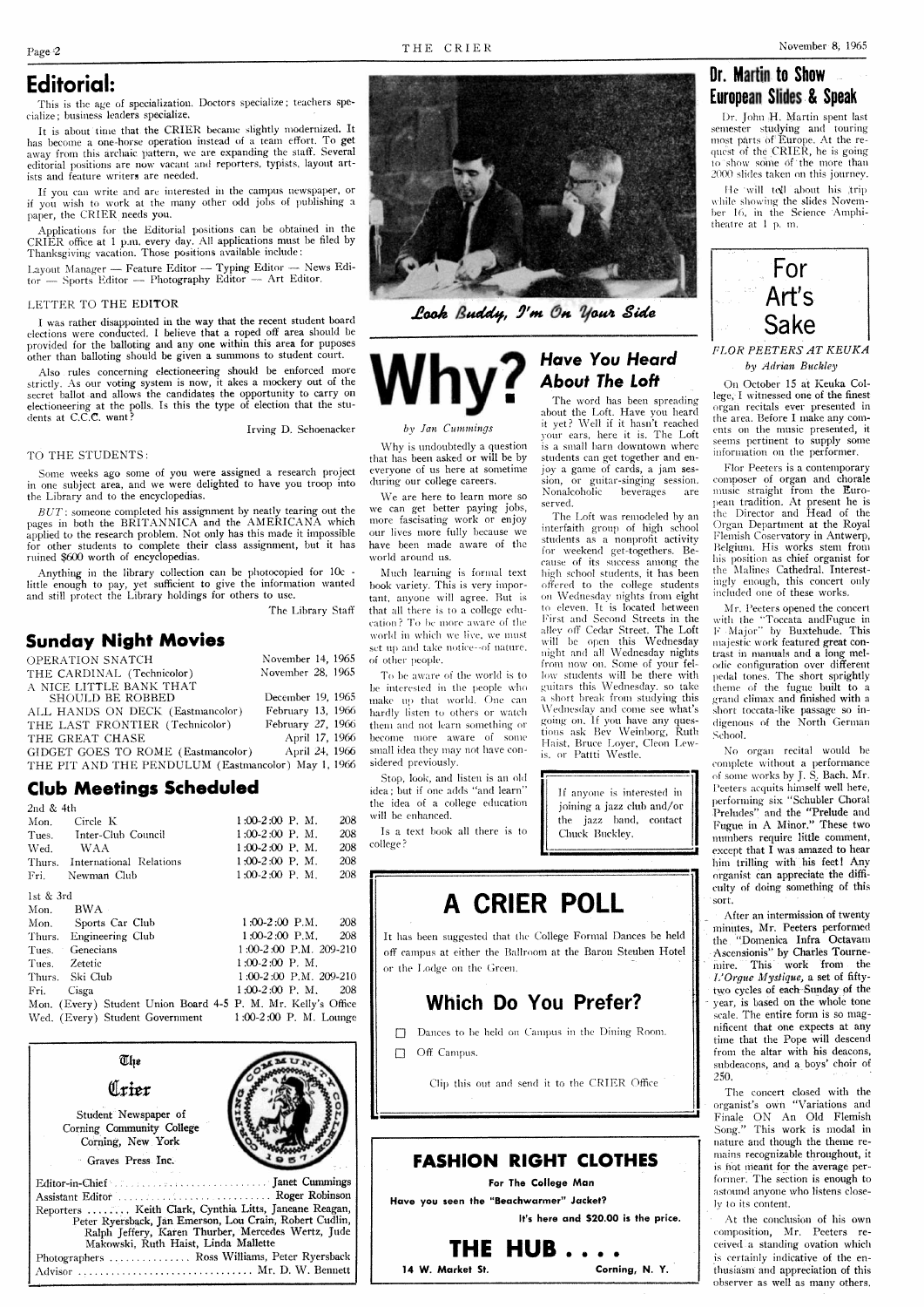# Editorial:

This is the age of specialization. Doctors specialize; teachers specialize; business leaders specialize.

It is about time that the CRIER became slightly modernized. It has become a one-horse operation instead of a team effort. To get away from this archaic pattern, we are expanding the staff. Several editorial positions are now vacant and reporters, typists, layout artists and feature writers are needed.

If you can write and are interested in the campus newspaper, or if you wish to work at the many other odd jobs of publishing a paper, the CRIER needs you.

Applications for the Editorial positions can be obtained in the CRIER office at 1 p.m. every day. All applications must be filed by Thanksgiving vacation. Those positions available include:

Layout Manager — Feature Editor — Typing Editor — News Editor — Sports Editor — Photography Editor — Art Editor.

LETTER TO THE EDITOR

I was rather disappointed in the way that the recent student board elections were conducted. I believe that a roped off area should be provided for the balloting and any one within this area for puposes other than balloting should be given a summons to student court.

Also rules concerning electioneering should be enforced more strictly. As our voting system is now, it akes a mockery out of the secret ballot and allows the candidates the opportunity to carry on electioneering at the polls. Is this the type of election that the students at C.C.C. want?

Irving D. Schoenacker

TO THE STUDENTS:

Some weeks ago some of you were assigned a research project in one subject area, and we were delighted to have you troop into the Library and to the encyclopedias.

*BUT*: someone completed his assignment by neatly tearing out the pages in both the BRITANNICA and the AMERICANA which applied to the research problem. Not only has this made it impossible for other students to complete their class assignment, but it has ruined $600 worth of encyclopedias.

Anything in the library collection can be photocopied for 10c - little enough to pay, yet sufficient to give the information wanted and still protect the Library holdings for others to use.

The Library Staff

## Sunday Night Movies

| | |
|---|---|
| OPERATION SNATCH | November 14, 1965 |
| THE CARDINAL (Technicolor) | November 28, 1965 |
| A NICE LITTLE BANK THAT SHOULD BE ROBBED | December 19, 1965 |
| ALL HANDS ON DECK (Eastmancolor) | February 13, 1966 |
| THE LAST FRONTIER (Technicolor) | February 27, 1966 |
| THE GREAT CHASE | April 17, 1966 |
| GIDGET GOES TO ROME (Eastmancolor) | April 24, 1966 |
| THE PIT AND THE PENDULUM (Eastmancolor) | May 1, 1966 |

## Club Meetings Scheduled

2nd & 4th

| | | | |
|---|---|---|---|
| Mon. | Circle K | 1:00-2:00 P. M. | 208 |
| Tues. | Inter-Club Council | 1:00-2:00 P. M. | 208 |
| Wed. | WAA | 1:00-2:00 P. M. | 208 |
| Thurs. | International Relations | 1:00-2:00 P. M. | 208 |
| Fri. | Newman Club | 1:00-2:00 P. M. | 208 |

1st & 3rd

| | | | |
|---|---|---|---|
| Mon. | BWA | | |
| Mon. | Sports Car Club | 1:00-2:00 P.M. | 208 |
| Thurs. | Engineering Club | 1:00-2:00 P.M. | 208 |
| Tues. | Genecians | 1:00-2:00 P.M. | 209-210 |
| Tues. | Zetetic | 1:00-2:00 P. M. | |
| Thurs. | Ski Club | 1:00-2:00 P.M. | 209-210 |
| Fri. | Cisga | 1:00-2:00 P. M. | 208 |
| Mon. (Every) | Student Union Board | 4-5 P. M. | Mr. Kelly's Office |
| Wed. (Every) | Student Government | 1:00-2:00 P. M. | Lounge |

**The Crier**

Student Newspaper of Corning Community College
Corning, New York

Graves Press Inc.

Editor-in-Chief ........ Janet Cummings
Assistant Editor ........ Roger Robinson
Reporters ........ Keith Clark, Cynthia Litts, Janeane Reagan, Peter Ryersback, Jan Emerson, Lou Crain, Robert Cudlin, Ralph Jeffery, Karen Thurber, Mercedes Wertz, Jude Makowski, Ruth Haist, Linda Mallette
Photographers ........ Ross Williams, Peter Ryersback
Advisor ........ Mr. D. W. Bennett

*Look Buddy, I'm On Your Side*

# Why?

*by Jan Cummings*

Why is undoubtedly a question that has been asked or will be by everyone of us here at sometime during our college careers.

We are here to learn more so we can get better paying jobs, more fascinating work or enjoy our lives more fully because we have been made aware of the world around us.

Much learning is formal text book variety. This is very important, anyone will agree. But is that all there is to a college education? To be more aware of the world in which we live, we must set up and take notice—of nature, of other people.

To be aware of the world is to be interested in the people who make up that world. One can hardly listen to others or watch them and not learn something or become more aware of some small idea they may not have considered previously.

Stop, look, and listen is an old idea; but if one adds "and learn" the idea of a college education will be enhanced.

Is a text book all there is to college?

## Have You Heard About The Loft

The word has been spreading about the Loft. Have you heard it yet? Well if it hasn't reached your ears, here it is. The Loft is a small barn downtown where students can get together and enjoy a game of cards, a jam session, or guitar-singing session. Nonalcoholic beverages are served.

The Loft was remodeled by an interfaith group of high school students as a nonprofit activity for weekend get-togethers. Because of its success among the high school students, it has been offered to the college students on Wednesday nights from eight to eleven. It is located between First and Second Streets in the alley off Cedar Street. The Loft will be open this Wednesday night and all Wednesday nights from now on. Some of your fellow students will be there with guitars this Wednesday, so take a short break from studying this Wednesday and come see what's going on. If you have any questions ask Bev Weinberg, Ruth Haist, Bruce Loyer, Cleon Lewis, or Patti Westle.

If anyone is interested in joining a jazz club and/or the jazz band, contact Chuck Buckley.

# A CRIER POLL

It has been suggested that the College Formal Dances be held off campus at either the Ballroom at the Baron Steuben Hotel or the Lodge on the Green.

## Which Do You Prefer?

☐ Dances to be held on Campus in the Dining Room.

☐ Off Campus.

Clip this out and send it to the CRIER Office

## FASHION RIGHT CLOTHES

**For The College Man**

**Have you seen the "Beachwarmer" Jacket?**

**It's here and $20.00 is the price.**

# THE HUB . . . .

**14 W. Market St. Corning, N. Y.**

## Dr. Martin to Show European Slides & Speak

Dr. John H. Martin spent last semester studying and touring most parts of Europe. At the request of the CRIER, he is going to show some of the more than 2000 slides taken on this journey.

He will tell about his trip while showing the slides November 16, in the Science Amphitheatre at 1 p. m.

# For Art's Sake

*FLOR PEETERS AT KEUKA*

*by Adrian Buckley*

On October 15 at Keuka College, I witnessed one of the finest organ recitals ever presented in the area. Before I make any comments on the music presented, it seems pertinent to supply some information on the performer.

Flor Peeters is a contemporary composer of organ and chorale music straight from the European tradition. At present he is the Director and Head of the Organ Department at the Royal Flemish Conservatory in Antwerp, Belgium. His works stem from his position as chief organist for the Malines Cathedral. Interestingly enough, this concert only included one of these works.

Mr. Peeters opened the concert with the "Toccata andFugue in F Major" by Buxtehude. This majestic work featured great contrast in manuals and a long melodic configuration over different pedal tones. The short sprightly theme of the fugue built to a grand climax and finished with a short toccata-like passage so indigenous of the North German School.

No organ recital would be complete without a performance of some works by J. S. Bach. Mr. Peeters acquits himself well here, performing six "Schubler Choral Preludes" and the "Prelude and Fugue in A Minor." These two numbers require little comment, except that I was amazed to hear him trilling with his feet! Any organist can appreciate the difficulty of doing something of this sort.

After an intermission of twenty minutes, Mr. Peeters performed the "Domenica Infra Octavam Ascensionis" by Charles Tournemire. This work from the *L'Orgue Mystique*, a set of fifty-two cycles of each Sunday of the year, is based on the whole tone scale. The entire form is so magnificent that one expects at any time that the Pope will descend from the altar with his deacons, subdeacons, and a boys' choir of 250.

The concert closed with the organist's own "Variations and Finale ON An Old Flemish Song." This work is modal in nature and though the theme remains recognizable throughout, it is not meant for the average performer. The section is enough to astound anyone who listens closely to its content.

At the conclusion of his own composition, Mr. Peeters received a standing ovation which is certainly indicative of the enthusiasm and appreciation of this observer as well as many others.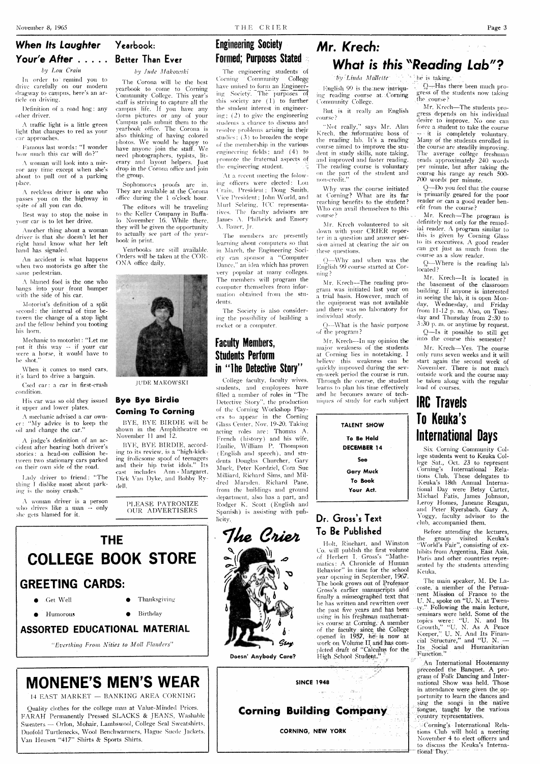## When Its Laughter Your'e After . . . . .

*by Lou Crain*

In order to remind you to drive carefully on our modern dragway to campus, here's an article on driving.

Definition of a road hog: any other driver.

A traffic light is a little green light that changes to red as your car approaches.

Famous last words: "I wonder how much this car will do?"

A woman will look into a mirror any time except when she's about to pull out of a parking place.

A reckless driver is one who passes you on the highway in spite of all you can do.

Best way to stop the noise in your car is to let her drive.

Another thing about a woman driver is that she doesn't let her right hand know what her left hand has signaled.

An accident is what happens when two motorists go after the same pedestrian.

A blamed fool is the one who bangs into your front bumper with the side of his car.

Motorist's definition of a split second: the interval of time between the change of a stop light and the fellow behind you tooting his horn.

Mechanic to motorist: "Let me put it this way -- if your car were a horse, it would have to be shot."

When it comes to used cars, it's hard to drive a bargain.

Used car: a car in first-crash condition.

His car was so old they issued it upper and lower plates.

A mechanic advised a car owner: "My advice is to keep the oil and change the car."

A judge's definition of an accident after hearing both driver's stories: a head-on collision between two stationary cars parked on their own side of the road.

Lady driver to friend: "The thing I dislike most about parking is the noisy crash."

A woman driver is a person who drives like a man -- only she gets blamed for it.

## Yearbook: Better Than Ever

*by Jude Makowski*

The Corona will be the best yearbook to come to Corning Community College. This year's staff is striving to capture all the campus life. If you have any dorm pictures or any of your Campus pals submit them to the yearbook office. The Corona is also thinking of having colored photos. We would be happy to have anyone join the staff. We need photographers, typists, literary and layout helpers. Just drop in the Corona office and join the group.

Sophomores proofs are in. They are available at the Corona office during the 1 o'clock hour.

The editors will be traveling to the Keller Company in Buffalo November 16. While there, they will be given the opportunity to actually see part of the yearbook in print.

Yearbooks are still available. Orders will be taken at the CORONA office daily.

JUDE MAKOWSKI

### Bye Bye Birdie Coming To Corning

BYE, BYE BIRDIE will be shown in the Amphitheatre on November 11 and 12.

BYE, BYE BIRDIE, according to its review, is a "high-kicking frolicsome spoof of teenagers and their hip twist idols." Its cast includes Ann - Margaret, Dick Van Dyke, and Bobby Rydell.

PLEASE PATRONIZE OUR ADVERTISERS

## Engineering Society Formed; Purposes Stated

The engineering students of Corning Community College have united to form an Engineering Society. The purposes of this society are (1) to further the student interest in engineering; (2) to give the engineering students a chance to discuss and resolve problems arising in their studies; (3) to broaden the scope of the membership in the various engineering fields; and (4) to promote the fraternal aspects of the engineering student.

At a recent meeting the following officers were elected: Lou Crain, President; Doug Smith, Vice President; John World, and Murl Sebring, ICC representatives. The faculty advisors are James A. Philbrick and Emory A. Bauer, Jr.

The members are presently learning about computers so that in March, the Engineering Society can sponsor a "Computer Dance," an idea which has proven very popular at many colleges. The members will program the computer themselves from information obtained from the students.

The Society is also considering the possibility of building a rocket or a computer.

## Faculty Members, Students Perform in "The Detective Story"

College faculty, faculty wives, students, and employees have filled a number of roles in "The Detective Story", the production of the Corning Workshop Players to appear in the Corning Glass Center, Nov. 19-20. Taking acting roles are: Thomas A. French (history) and his wife, Emilie, William P. Thompson (English and speech), and students Douglas Churcher, Gary Muck, Peter Kordziel, Cora Sue Milliard, Richard Sims, and Mildred Marsden. Richard Pane, from the buildings and ground department, also has a part, and Rodger K. Scott (English and Spanish) is assisting with publicity.

The Crier

Doesn' Anybody Care?

## Mr. Krech: What is this "Reading Lab"?

*by Linda Mallette*

English 99 is the new intriguing reading course at Corning Community College.

But is it really an English course?

"Not really," says Mr. Alan Krech, the informative boss of the reading lab. It's a reading course aimed to improve the student in study skills, note taking, and improved and faster reading. The reading course is voluntary on the part of the student and non-credit."

Why was the course initiated at Corning? What are its far reaching benefits to the student? Who can avail themselves to this course?

Mr. Krech volunteered to sit down with your CRIER reporter in a question and answer session aimed at clearing the air on these questions.

Q—Why and when was the English 99 course started at Corning?

Mr. Krech—The reading program was initiated last year on a trial basis. However, much of the equipment was not available and there was no laboratory for individual study.

Q—What is the basic purpose of the program?

Mr. Krech—In my opinion the major weakness of the students at Corning lies in notetaking. I believe this weakness can be quickly improved during the seven-week period the course is run. Through the course, the student learns to plan his time effectively and he becomes aware of techniques of study for each subject he is taking.

Q—Has there been much progress of the students now taking the course?

Mr. Krech—The students progress depends on his individual desire to improve. No one can force a student to take the course -- it is completely voluntary. Many of the students enrolled in the course are steadily improving. The average college freshman reads approximately 240 words per minute, but after taking the course his range ay reach 500-700 words per minute.

Q—Do you feel that the course is primarily geared for the poor reader or can a good reader benefit from the course?

Mr. Krech—The program is definitely not only for the remedial reader. A program similar to this is given by Corning Glass to its executives. A good reader can get just as much from the course as a slow reader.

Q—Where is the reading lab located?

Mr. Krech—It is located in the basement of the classroom building. If anyone is interested in seeing the lab, it is open Monday, Wednesday, and Friday from 11-12 p. m. Also, on Tuesday and Thursday from 2:30 to 3:30 p. m. or anytime by request.

Q—Is it possible to still get into the course this semester?

Mr. Krech—Yes. The course only runs seven weeks and it will start again the second week of November. There is not much outside work and the course may be taken along with the regular load of courses.

**TALENT SHOW**

**To Be Held**

**DECEMBER 14**

**See**

**Gary Muck**

**To Book**

**Your Act.**

## Dr. Gross's Text To Be Published

Holt, Rinehart, and Winston Co. will publish the first volume of Herbert I. Gross's "Mathematics: A Chronicle of Human Behavior" in time for the school year opening in September, 1967. The book grows out of Professor Gross's earlier manuscripts and finally a mimeographed text that he has written and rewritten over the past five years and has been using in his freshman mathematics course at Corning. A member of the faculty since the College opened in 1957, he is now at work on Volume II and has completed draft of "Calculus for the High School Student."

## IRC Travels To Keuka's International Days

Six Corning Community College students went to Keuka College Sat., Oct. 23 to represent Corning's International Relations Club. These delegates to Keuka's 18th Annual International Day were Betsy Carter, Michael Fatis, James Johnson, Leroy Homes, Janeane Reagan, and Peter Ryersbach. Gary A. Yoggy, faculty advisor to the club, accompanied them.

Before attending the lectures, the group visited Keuka's "World's Fair", consisting of exhibits from Argentina, East Asia, Paris and other countries represented by the students attending Keuka.

The main speaker, M. De Lacoste, a member of the Permanent Mission of France to the U. N., spoke on "U. N. at Twenty." Following the main lecture, seminars were held. Some of the topics were: "U. N. and Its Growth," "U. N. As A Peace Keeper," U. N. And Its Financial Structure," and "U. N. — Its Social and Humanitarian Function."

An International Hootenanny preceeded the Banquet. A program of Folk Dancing and International Show was held. Those in attendance were given the opportunity to learn the dances and sing the songs in the native tongue, taught by the various country representatives.

Corning's International Relations Club will hold a meeting November 4 to elect officers and to discuss the Keuka's International Day.

---

# THE COLLEGE BOOK STORE

## GREETING CARDS:

- Get Well
- Thanksgiving
- Humorous
- Birthday

## ASSORTED EDUCATIONAL MATERIAL

*"Everthing From Nities to Moll Flanders"*

---

# MONENE'S MEN'S WEAR

14 EAST MARKET — BANKING AREA CORNING

Quality clothes for the college man at Value-Minded Prices. FARAH Permanently Pressed SLACKS & JEANS, Washable Sweaters — Orlon, Mohair, Lambswool, College Seal Sweatshirts, Duofold Turtlenecks, Wool Benchwarmers, Hague Suede Jackets, Van Heusen "417" Shirts & Sports Shirts.

---

**SINCE 1948**

## Corning Building Company

**CORNING, NEW YORK**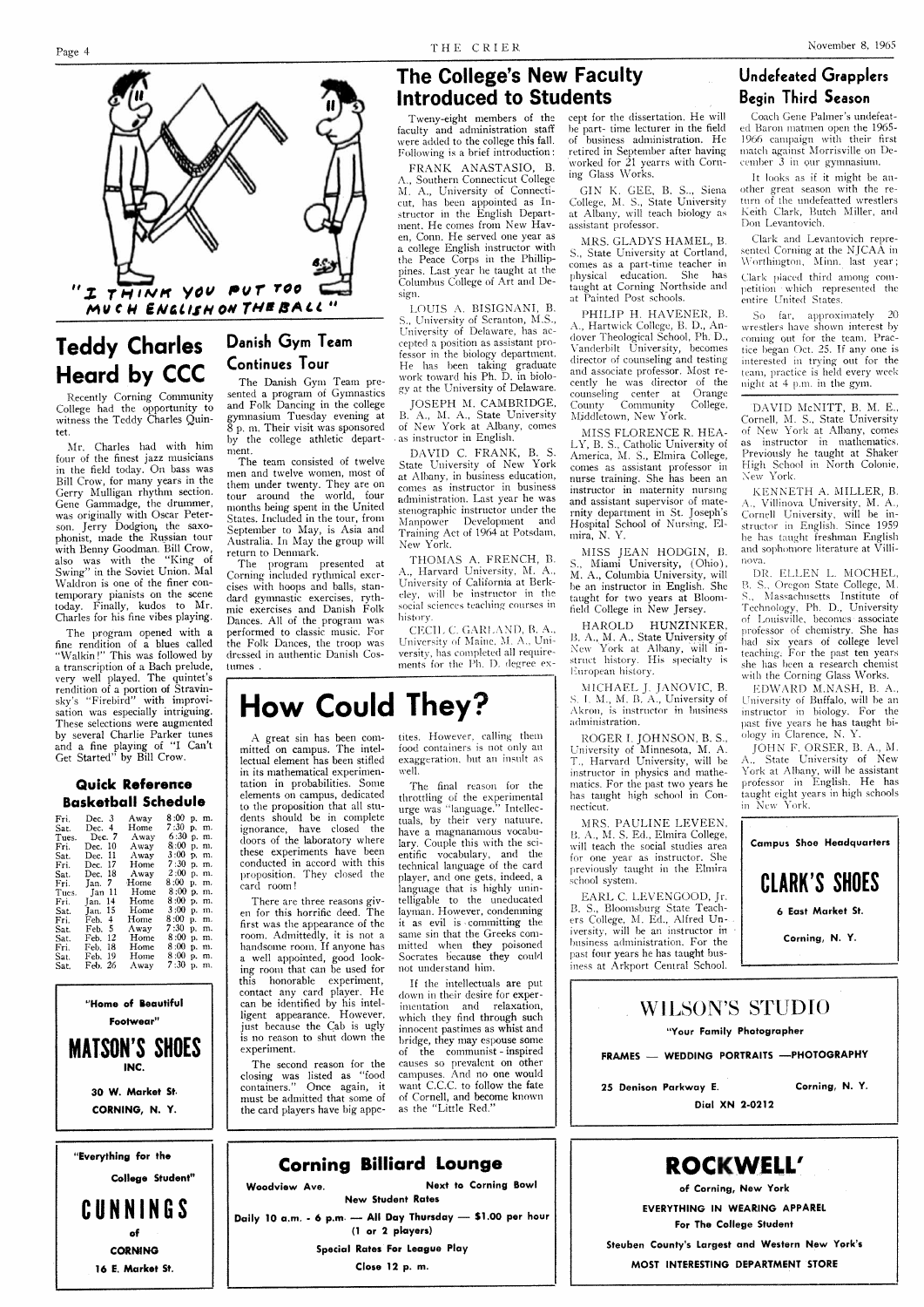"I THINK YOU PUT TOO MUCH ENGLISH ON THE BALL"

## Teddy Charles Heard by CCC

Recently Corning Community College had the opportunity to witness the Teddy Charles Quintet.

Mr. Charles had with him four of the finest jazz musicians in the field today. On bass was Bill Crow, for many years in the Gerry Mulligan rhythm section. Gene Gammadge, the drummer, was originally with Oscar Peterson. Jerry Dodgion, the saxophonist, made the Russian tour with Benny Goodman. Bill Crow, also was with the "King of Swing" in the Soviet Union. Mal Waldron is one of the finer contemporary pianists on the scene today. Finally, kudos to Mr. Charles for his fine vibes playing.

The program opened with a fine rendition of a blues called "Walkin'!" This was followed by a transcription of a Bach prelude, very well played. The quintet's rendition of a portion of Stravinsky's "Firebird" with improvisation was especially intriguing. These selections were augmented by several Charlie Parker tunes and a fine playing of "I Can't Get Started" by Bill Crow.

### Quick Reference Basketball Schedule

| | | | |
|---|---|---|---|
| Fri. | Dec. 3 | Away | 8:00 p. m. |
| Sat. | Dec. 4 | Home | 7:30 p. m. |
| Tues. | Dec. 7 | Away | 6:30 p. m. |
| Fri. | Dec. 10 | Away | 8:00 p. m. |
| Sat. | Dec. 11 | Away | 3:00 p. m. |
| Fri. | Dec. 17 | Home | 7:30 p. m. |
| Sat. | Dec. 18 | Away | 2:00 p. m. |
| Fri. | Jan. 7 | Home | 8:00 p. m. |
| Tues. | Jan 11 | Home | 8:00 p. m. |
| Fri. | Jan. 14 | Home | 8:00 p. m. |
| Sat. | Jan. 15 | Home | 3:00 p. m. |
| Fri. | Feb. 4 | Home | 8:00 p. m. |
| Sat. | Feb. 5 | Away | 7:30 p. m. |
| Sat. | Feb. 12 | Home | 8:00 p. m. |
| Fri. | Feb. 18 | Home | 8:00 p. m. |
| Sat. | Feb. 19 | Home | 8:00 p. m. |
| Sat. | Feb. 26 | Away | 7:30 p. m. |

"Home of Beautiful Footwear"

**MATSON'S SHOES**
INC.

30 W. Market St.
CORNING, N. Y.

## Danish Gym Team Continues Tour

The Danish Gym Team presented a program of Gymnastics and Folk Dancing in the college gymnasium Tuesday evening at 8 p. m. Their visit was sponsored by the college athletic department.

The team consisted of twelve men and twelve women, most of them under twenty. They are on tour around the world, four months being spent in the United States. Included in the tour, from September to May, is Asia and Australia. In May the group will return to Denmark.

The program presented at Corning included rythmical exercises with hoops and balls, standard gymnastic exercises, rythmic exercises and Danish Folk Dances. All of the program was performed to classic music. For the Folk Dances, the troop was dressed in authentic Danish Costumes .

## The College's New Faculty Introduced to Students

Tweny-eight members of the faculty and administration staff were added to the college this fall. Following is a brief introduction:

FRANK ANASTASIO, B. A., Southern Connecticut College M. A., University of Connecticut, has been appointed as Instructor in the English Department. He comes from New Haven, Conn. He served one year as a college English instructor with the Peace Corps in the Phillippines. Last year he taught at the Columbus College of Art and Design.

LOUIS A. BISIGNANI, B. S., University of Scranton, M.S., University of Delaware, has accepted a position as assistant professor in the biology department. He has been taking graduate work toward his Ph. D. in biology at the University of Delaware.

JOSEPH M. CAMBRIDGE, B. A., M. A., State University of New York at Albany, comes as instructor in English.

DAVID C. FRANK, B. S. State University of New York at Albany, in business education, comes as instructor in business administration. Last year he was stenographic instructor under the Manpower Development and Training Act of 1964 at Potsdam, New York.

THOMAS A. FRENCH, B. A., Harvard University, M. A., University of California at Berkeley, will be instructor in the social sciences teaching courses in history.

CECIL C. GARLAND, B. A., University of Maine, M. A., University, has completed all requirements for the Ph. D. degree except for the dissertation. He will be part- time lecturer in the field of business administration. He retired in September after having worked for 21 yearrs with Corning Glass Works.

GIN K. GEE, B. S., Siena College, M. S., State University at Albany, will teach biology as assistant professor.

MRS. GLADYS HAMEL, B. S., State University at Cortland, comes as a part-time teacher in physical education. She has taught at Corning Northside and at Painted Post schools.

PHILIP H. HAVENER, B. A., Hartwick College, B. D., Andover Theological School, Ph. D., Vanderbilt University, becomes director of counseling and testing and associate professor. Most recently he was director of the counseling center at Orange County Community College, Middletown, New York.

MISS FLORENCE R. HEALY, B. S., Catholic University of America, M. S., Elmira College, comes as assistant professor in nurse training. She has been an instructor in maternity nursing and assistant supervisor of maternity department in St. Joseph's Hospital School of Nursing, Elmira, N. Y.

MISS JEAN HODGIN, B. S., Miami University, (Ohio), M. A., Columbia University, will be an instructor in English. She taught for two years at Bloomfield College in New Jersey.

HAROLD HUNZINKER, B. A., M. A., State University of New York at Albany, will instruct history. His specialty is European history.

MICHAEL J. JANOVIC, B. S. I. M., M. B. A., University of Akron, is instructor in business administration.

ROGER I. JOHNSON, B. S., University of Minnesota, M. A. T., Harvard University, will be instructor in physics and mathematics. For the past two years he has taught high school in Connecticut.

MRS. PAULINE LEVEEN, B. A., M. S. Ed., Elmira College, will teach the social studies area for one year as instructor. She previously taught in the Elmira school system.

EARL C. LEVENGOOD, Jr. B. S., Bloomsburg State Teachers College, M. Ed., Alfred University, will be an instructor in business administration. For the past four years he has taught business at Arkport Central School.

DAVID McNITT, B. M. E., Cornell, M. S., State University of New York at Albany, comes as instructor in mathematics. Previously he taught at Shaker High School in North Colonie, New York.

KENNETH A. MILLER, B. A., Villinova University, M. A., Cornell University, will be instructor in English. Since 1959 he has taught freshman English and sophomore literature at Villinova.

DR. ELLEN L. MOCHEL, B. S., Oregon State College, M. S., Massachusetts Institute of Technology, Ph. D., University of Louisville, becomes associate professor of chemistry. She has had six years of college level teaching. For the past ten years she has been a research chemist with the Corning Glass Works.

EDWARD M.NASH, B. A., University of Buffalo, will be an instructor in biology. For the past five years he has taught biology in Clarence, N. Y.

JOHN F. ORSER, B. A., M. A., State University of New York at Albany, will be assistant professor in English. He has taught eight years in high schools in New York.

## Undefeated Grapplers Begin Third Season

Coach Gene Palmer's undefeated Baron matmen open the 1965-1966 campaign with their first match against Morrisville on December 3 in our gymnasium.

It looks as if it might be another great season with the return of the undefeated wrestlers Keith Clark, Butch Miller, and Don Levantovich.

Clark and Levantovich represented Corning at the NJCAA in Worthington, Minn. last year; Clark placed third among competition which represented the entire United States.

So far, approximately 20 wrestlers have shown interest by coming out for the team. Practice began Oct. 25. If any one is interested in trying out for the team, practice is held every week night at 4 p.m. in the gym.

Campus Shoe Headquarters

**CLARK'S SHOES**

6 East Market St.

Corning, N. Y.

## How Could They?

A great sin has been committed on campus. The intellectual element has been stifled in its mathematical experimentation in probabilities. Some elements on campus, dedicated to the proposition that all students should be in complete ignorance, have closed the doors of the laboratory where these experiments have been conducted in accord with this proposition. They closed the card room!

There are three reasons given for this horrific deed. The first was the appearance of the room. Admittedly, it is not a handsome room. If anyone has a well appointed, good looking room that can be used for this honorable experiment, contact any card player. He can be identified by his intelligent appearance. However, just because the Cab is ugly is no reason to shut down the experiment.

The second reason for the closing was listed as "food containers." Once again, it must be admitted that some of the card players have big appetites. However, calling them food containers is not only an exaggeration, but an insult as well.

The final reason for the throttling of the experimental urge was "language." Intellectuals, by their very natuure, have a magnanamous vocabulary. Couple this with the scientific vocabulary, and the technical language of the card player, and one gets, indeed, a language that is highly unintelligable to the uneducated layman. However, condemning it as evil is committing the same sin that the Greeks committed when they poisoned Socrates because they could not understand him.

If the intellectuals are put down in their desire for experimentation and relaxation, which they find through such innocent pastimes as whist and bridge, they may espouse some of the communist - inspired causes so prevalent on other campuses. And no one would want C.C.C. to follow the fate of Cornell, and become known as the "Little Red."

**WILSON'S STUDIO**

"Your Family Photographer"

FRAMES — WEDDING PORTRAITS —PHOTOGRAPHY

25 Denison Parkway E. Corning, N. Y.

Dial XN 2-0212

"Everything for the College Student"

**CUNNINGS**
of
CORNING
16 E. Market St.

**Corning Billiard Lounge**

Woodview Ave. Next to Corning Bowl

New Student Rates

Daily 10 a.m. - 6 p.m. — All Day Thursday — $1.00 per hour (1 or 2 players)

Special Rates For League Play

Close 12 p. m.

**ROCKWELL'**

of Corning, New York

EVERYTHING IN WEARING APPAREL

For The College Student

Steuben County's Largest and Western New York's

MOST INTERESTING DEPARTMENT STORE